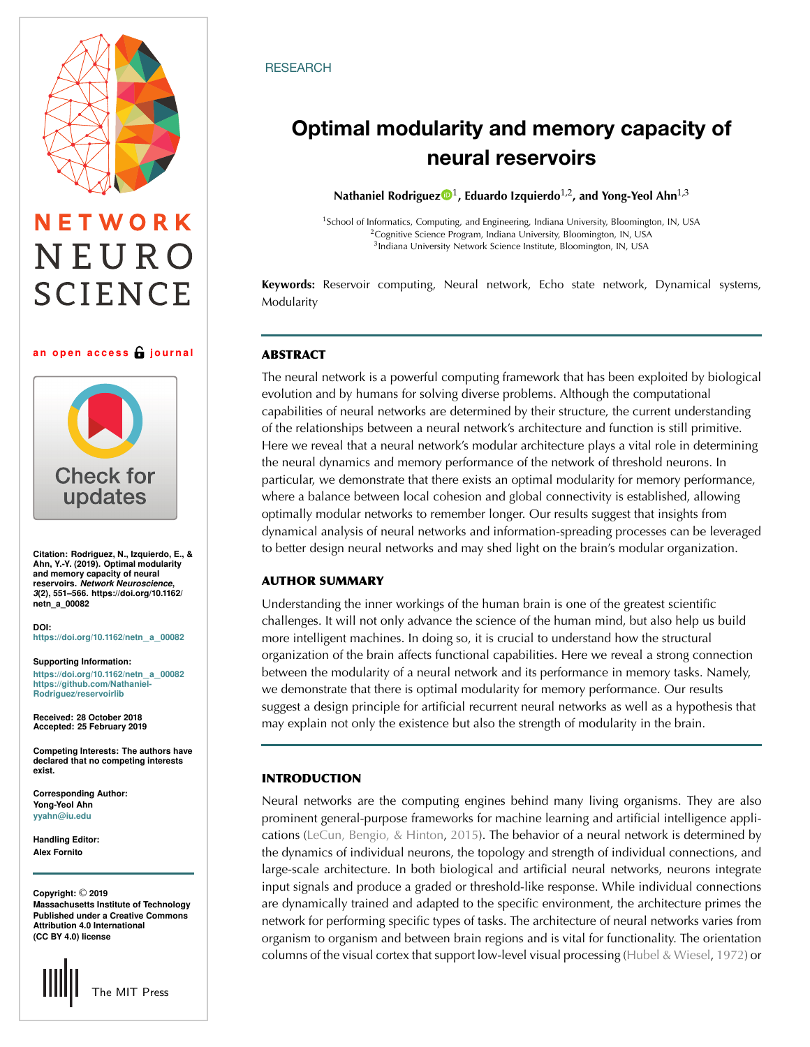RESEARCH

# Optimal modularity and memory capacity of neural reservoirs

**Nathaniel Rodriguez**[1], **Eduardo Izquierdo**[1,2], **and Yong-Yeol Ahn**[1,3]

[1]School of Informatics, Computing, and Engineering, Indiana University, Bloomington, IN, USA
[2]Cognitive Science Program, Indiana University, Bloomington, IN, USA
[3]Indiana University Network Science Institute, Bloomington, IN, USA

**Keywords:** Reservoir computing, Neural network, Echo state network, Dynamical systems, Modularity

## ABSTRACT

The neural network is a powerful computing framework that has been exploited by biological evolution and by humans for solving diverse problems. Although the computational capabilities of neural networks are determined by their structure, the current understanding of the relationships between a neural network's architecture and function is still primitive. Here we reveal that a neural network's modular architecture plays a vital role in determining the neural dynamics and memory performance of the network of threshold neurons. In particular, we demonstrate that there exists an optimal modularity for memory performance, where a balance between local cohesion and global connectivity is established, allowing optimally modular networks to remember longer. Our results suggest that insights from dynamical analysis of neural networks and information-spreading processes can be leveraged to better design neural networks and may shed light on the brain's modular organization.

## AUTHOR SUMMARY

Understanding the inner workings of the human brain is one of the greatest scientific challenges. It will not only advance the science of the human mind, but also help us build more intelligent machines. In doing so, it is crucial to understand how the structural organization of the brain affects functional capabilities. Here we reveal a strong connection between the modularity of a neural network and its performance in memory tasks. Namely, we demonstrate that there is optimal modularity for memory performance. Our results suggest a design principle for artificial recurrent neural networks as well as a hypothesis that may explain not only the existence but also the strength of modularity in the brain.

## INTRODUCTION

Neural networks are the computing engines behind many living organisms. They are also prominent general-purpose frameworks for machine learning and artificial intelligence applications (LeCun, Bengio, & Hinton, 2015). The behavior of a neural network is determined by the dynamics of individual neurons, the topology and strength of individual connections, and large-scale architecture. In both biological and artificial neural networks, neurons integrate input signals and produce a graded or threshold-like response. While individual connections are dynamically trained and adapted to the specific environment, the architecture primes the network for performing specific types of tasks. The architecture of neural networks varies from organism to organism and between brain regions and is vital for functionality. The orientation columns of the visual cortex that support low-level visual processing (Hubel & Wiesel, 1972) or

Citation: Rodriguez, N., Izquierdo, E., & Ahn, Y.-Y. (2019). Optimal modularity and memory capacity of neural reservoirs. *Network Neuroscience*, *3*(2), 551–566. https://doi.org/10.1162/netn_a_00082

DOI:
https://doi.org/10.1162/netn_a_00082

Supporting Information:
https://doi.org/10.1162/netn_a_00082
https://github.com/Nathaniel-Rodriguez/reservoirlib

Received: 28 October 2018
Accepted: 25 February 2019

Competing Interests: The authors have declared that no competing interests exist.

Corresponding Author:
Yong-Yeol Ahn
yyahn@iu.edu

Handling Editor:
Alex Fornito

Copyright: © 2019
Massachusetts Institute of Technology
Published under a Creative Commons Attribution 4.0 International
(CC BY 4.0) license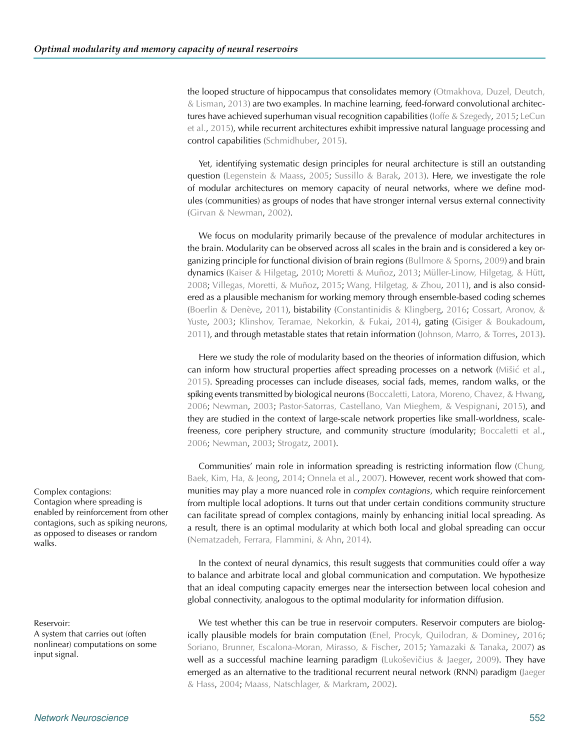the looped structure of hippocampus that consolidates memory (Otmakhova, Duzel, Deutch, & Lisman, 2013) are two examples. In machine learning, feed-forward convolutional architectures have achieved superhuman visual recognition capabilities (Ioffe & Szegedy, 2015; LeCun et al., 2015), while recurrent architectures exhibit impressive natural language processing and control capabilities (Schmidhuber, 2015).

Yet, identifying systematic design principles for neural architecture is still an outstanding question (Legenstein & Maass, 2005; Sussillo & Barak, 2013). Here, we investigate the role of modular architectures on memory capacity of neural networks, where we define modules (communities) as groups of nodes that have stronger internal versus external connectivity (Girvan & Newman, 2002).

We focus on modularity primarily because of the prevalence of modular architectures in the brain. Modularity can be observed across all scales in the brain and is considered a key organizing principle for functional division of brain regions (Bullmore & Sporns, 2009) and brain dynamics (Kaiser & Hilgetag, 2010; Moretti & Muñoz, 2013; Müller-Linow, Hilgetag, & Hütt, 2008; Villegas, Moretti, & Muñoz, 2015; Wang, Hilgetag, & Zhou, 2011), and is also considered as a plausible mechanism for working memory through ensemble-based coding schemes (Boerlin & Denève, 2011), bistability (Constantinidis & Klingberg, 2016; Cossart, Aronov, & Yuste, 2003; Klinshov, Teramae, Nekorkin, & Fukai, 2014), gating (Gisiger & Boukadoum, 2011), and through metastable states that retain information (Johnson, Marro, & Torres, 2013).

Here we study the role of modularity based on the theories of information diffusion, which can inform how structural properties affect spreading processes on a network (Mišić et al., 2015). Spreading processes can include diseases, social fads, memes, random walks, or the spiking events transmitted by biological neurons (Boccaletti, Latora, Moreno, Chavez, & Hwang, 2006; Newman, 2003; Pastor-Satorras, Castellano, Van Mieghem, & Vespignani, 2015), and they are studied in the context of large-scale network properties like small-worldness, scale-freeness, core periphery structure, and community structure (modularity; Boccaletti et al., 2006; Newman, 2003; Strogatz, 2001).

Complex contagions:
Contagion where spreading is enabled by reinforcement from other contagions, such as spiking neurons, as opposed to diseases or random walks.

Communities' main role in information spreading is restricting information flow (Chung, Baek, Kim, Ha, & Jeong, 2014; Onnela et al., 2007). However, recent work showed that communities may play a more nuanced role in *complex contagions*, which require reinforcement from multiple local adoptions. It turns out that under certain conditions community structure can facilitate spread of complex contagions, mainly by enhancing initial local spreading. As a result, there is an optimal modularity at which both local and global spreading can occur (Nematzadeh, Ferrara, Flammini, & Ahn, 2014).

In the context of neural dynamics, this result suggests that communities could offer a way to balance and arbitrate local and global communication and computation. We hypothesize that an ideal computing capacity emerges near the intersection between local cohesion and global connectivity, analogous to the optimal modularity for information diffusion.

Reservoir:
A system that carries out (often nonlinear) computations on some input signal.

We test whether this can be true in reservoir computers. Reservoir computers are biologically plausible models for brain computation (Enel, Procyk, Quilodran, & Dominey, 2016; Soriano, Brunner, Escalona-Moran, Mirasso, & Fischer, 2015; Yamazaki & Tanaka, 2007) as well as a successful machine learning paradigm (Lukoševičius & Jaeger, 2009). They have emerged as an alternative to the traditional recurrent neural network (RNN) paradigm (Jaeger & Hass, 2004; Maass, Natschlager, & Markram, 2002).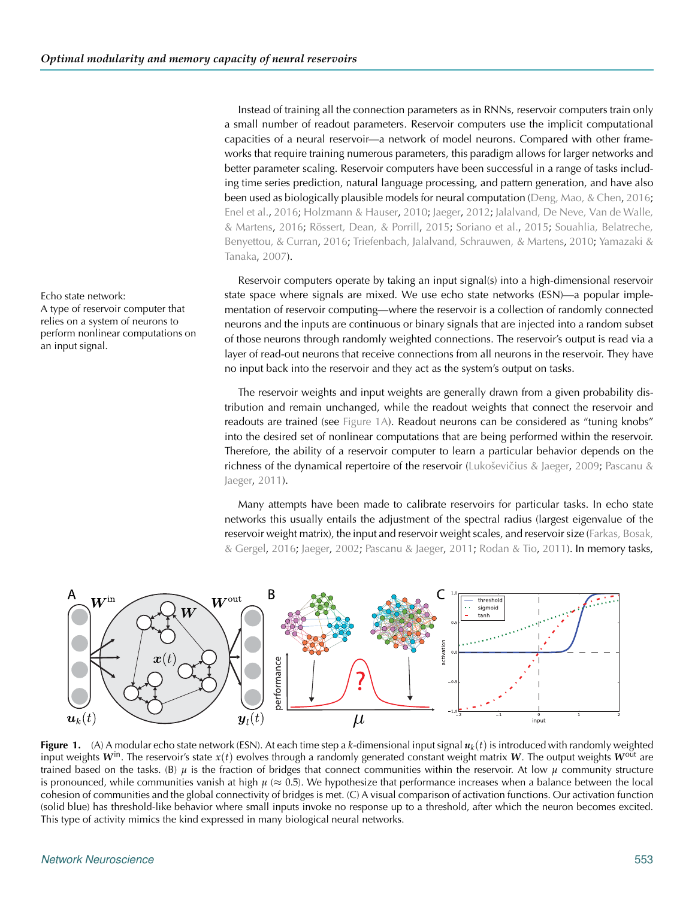Instead of training all the connection parameters as in RNNs, reservoir computers train only a small number of readout parameters. Reservoir computers use the implicit computational capacities of a neural reservoir—a network of model neurons. Compared with other frameworks that require training numerous parameters, this paradigm allows for larger networks and better parameter scaling. Reservoir computers have been successful in a range of tasks including time series prediction, natural language processing, and pattern generation, and have also been used as biologically plausible models for neural computation (Deng, Mao, & Chen, 2016; Enel et al., 2016; Holzmann & Hauser, 2010; Jaeger, 2012; Jalalvand, De Neve, Van de Walle, & Martens, 2016; Rössert, Dean, & Porrill, 2015; Soriano et al., 2015; Souahlia, Belatreche, Benyettou, & Curran, 2016; Triefenbach, Jalalvand, Schrauwen, & Martens, 2010; Yamazaki & Tanaka, 2007).

Echo state network:
A type of reservoir computer that relies on a system of neurons to perform nonlinear computations on an input signal.

Reservoir computers operate by taking an input signal(s) into a high-dimensional reservoir state space where signals are mixed. We use echo state networks (ESN)—a popular implementation of reservoir computing—where the reservoir is a collection of randomly connected neurons and the inputs are continuous or binary signals that are injected into a random subset of those neurons through randomly weighted connections. The reservoir's output is read via a layer of read-out neurons that receive connections from all neurons in the reservoir. They have no input back into the reservoir and they act as the system's output on tasks.

The reservoir weights and input weights are generally drawn from a given probability distribution and remain unchanged, while the readout weights that connect the reservoir and readouts are trained (see Figure 1A). Readout neurons can be considered as "tuning knobs" into the desired set of nonlinear computations that are being performed within the reservoir. Therefore, the ability of a reservoir computer to learn a particular behavior depends on the richness of the dynamical repertoire of the reservoir (Lukoševičius & Jaeger, 2009; Pascanu & Jaeger, 2011).

Many attempts have been made to calibrate reservoirs for particular tasks. In echo state networks this usually entails the adjustment of the spectral radius (largest eigenvalue of the reservoir weight matrix), the input and reservoir weight scales, and reservoir size (Farkas, Bosak, & Gergel, 2016; Jaeger, 2002; Pascanu & Jaeger, 2011; Rodan & Tio, 2011). In memory tasks,

**Figure 1.** (A) A modular echo state network (ESN). At each time step a $k$-dimensional input signal $\boldsymbol{u}_k(t)$ is introduced with randomly weighted input weights $\boldsymbol{W}^{\text{in}}$. The reservoir's state $x(t)$ evolves through a randomly generated constant weight matrix $\boldsymbol{W}$. The output weights $\boldsymbol{W}^{\text{out}}$ are trained based on the tasks. (B) $\mu$ is the fraction of bridges that connect communities within the reservoir. At low $\mu$ community structure is pronounced, while communities vanish at high $\mu$ ($\approx 0.5$). We hypothesize that performance increases when a balance between the local cohesion of communities and the global connectivity of bridges is met. (C) A visual comparison of activation functions. Our activation function (solid blue) has threshold-like behavior where small inputs invoke no response up to a threshold, after which the neuron becomes excited. This type of activity mimics the kind expressed in many biological neural networks.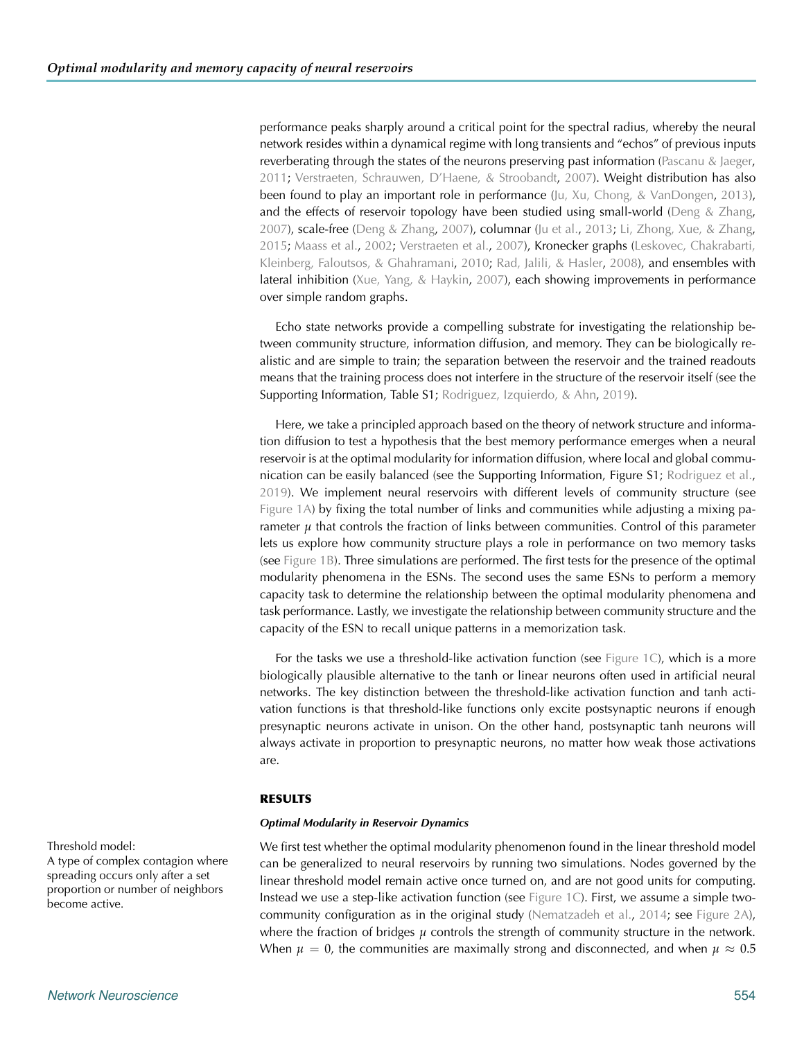performance peaks sharply around a critical point for the spectral radius, whereby the neural network resides within a dynamical regime with long transients and "echos" of previous inputs reverberating through the states of the neurons preserving past information (Pascanu & Jaeger, 2011; Verstraeten, Schrauwen, D'Haene, & Stroobandt, 2007). Weight distribution has also been found to play an important role in performance (Ju, Xu, Chong, & VanDongen, 2013), and the effects of reservoir topology have been studied using small-world (Deng & Zhang, 2007), scale-free (Deng & Zhang, 2007), columnar (Ju et al., 2013; Li, Zhong, Xue, & Zhang, 2015; Maass et al., 2002; Verstraeten et al., 2007), Kronecker graphs (Leskovec, Chakrabarti, Kleinberg, Faloutsos, & Ghahramani, 2010; Rad, Jalili, & Hasler, 2008), and ensembles with lateral inhibition (Xue, Yang, & Haykin, 2007), each showing improvements in performance over simple random graphs.

Echo state networks provide a compelling substrate for investigating the relationship between community structure, information diffusion, and memory. They can be biologically realistic and are simple to train; the separation between the reservoir and the trained readouts means that the training process does not interfere in the structure of the reservoir itself (see the Supporting Information, Table S1; Rodriguez, Izquierdo, & Ahn, 2019).

Here, we take a principled approach based on the theory of network structure and information diffusion to test a hypothesis that the best memory performance emerges when a neural reservoir is at the optimal modularity for information diffusion, where local and global communication can be easily balanced (see the Supporting Information, Figure S1; Rodriguez et al., 2019). We implement neural reservoirs with different levels of community structure (see Figure 1A) by fixing the total number of links and communities while adjusting a mixing parameter $\mu$ that controls the fraction of links between communities. Control of this parameter lets us explore how community structure plays a role in performance on two memory tasks (see Figure 1B). Three simulations are performed. The first tests for the presence of the optimal modularity phenomena in the ESNs. The second uses the same ESNs to perform a memory capacity task to determine the relationship between the optimal modularity phenomena and task performance. Lastly, we investigate the relationship between community structure and the capacity of the ESN to recall unique patterns in a memorization task.

For the tasks we use a threshold-like activation function (see Figure 1C), which is a more biologically plausible alternative to the tanh or linear neurons often used in artificial neural networks. The key distinction between the threshold-like activation function and tanh activation functions is that threshold-like functions only excite postsynaptic neurons if enough presynaptic neurons activate in unison. On the other hand, postsynaptic tanh neurons will always activate in proportion to presynaptic neurons, no matter how weak those activations are.

## RESULTS

### *Optimal Modularity in Reservoir Dynamics*

Threshold model:
A type of complex contagion where spreading occurs only after a set proportion or number of neighbors become active.

We first test whether the optimal modularity phenomenon found in the linear threshold model can be generalized to neural reservoirs by running two simulations. Nodes governed by the linear threshold model remain active once turned on, and are not good units for computing. Instead we use a step-like activation function (see Figure 1C). First, we assume a simple two-community configuration as in the original study (Nematzadeh et al., 2014; see Figure 2A), where the fraction of bridges $\mu$ controls the strength of community structure in the network. When $\mu = 0$, the communities are maximally strong and disconnected, and when $\mu \approx 0.5$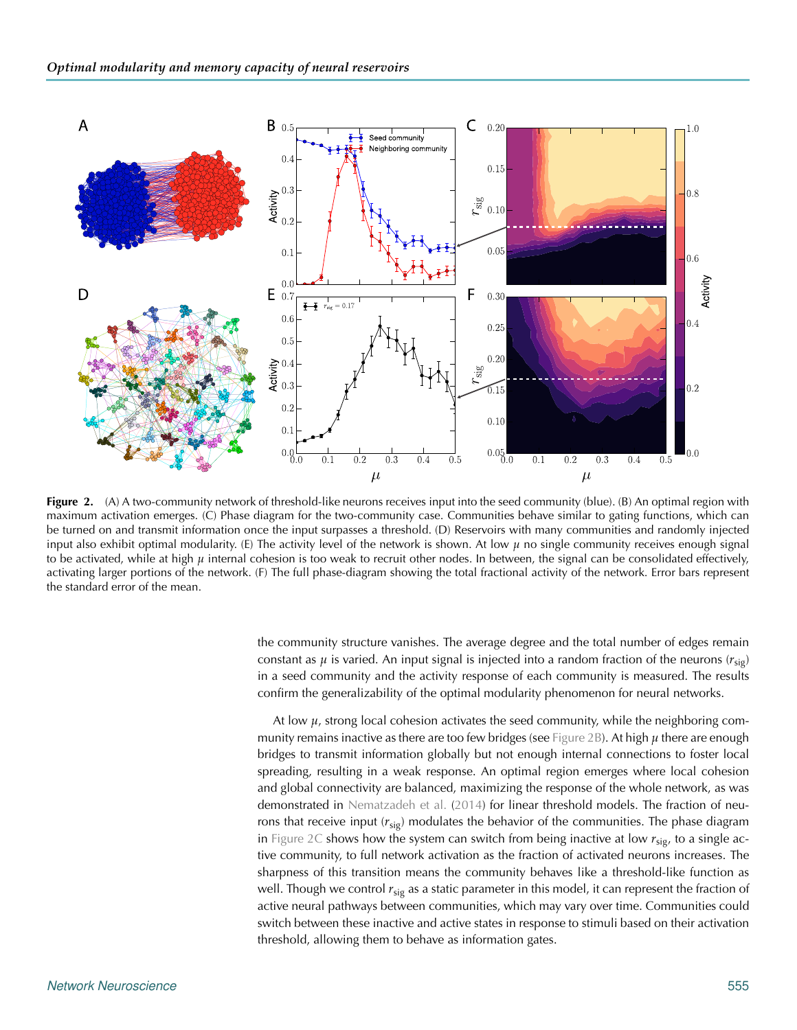**Figure 2.** (A) A two-community network of threshold-like neurons receives input into the seed community (blue). (B) An optimal region with maximum activation emerges. (C) Phase diagram for the two-community case. Communities behave similar to gating functions, which can be turned on and transmit information once the input surpasses a threshold. (D) Reservoirs with many communities and randomly injected input also exhibit optimal modularity. (E) The activity level of the network is shown. At low $\mu$ no single community receives enough signal to be activated, while at high $\mu$ internal cohesion is too weak to recruit other nodes. In between, the signal can be consolidated effectively, activating larger portions of the network. (F) The full phase-diagram showing the total fractional activity of the network. Error bars represent the standard error of the mean.

the community structure vanishes. The average degree and the total number of edges remain constant as $\mu$ is varied. An input signal is injected into a random fraction of the neurons ($r_{\text{sig}}$) in a seed community and the activity response of each community is measured. The results confirm the generalizability of the optimal modularity phenomenon for neural networks.

At low $\mu$, strong local cohesion activates the seed community, while the neighboring community remains inactive as there are too few bridges (see Figure 2B). At high $\mu$ there are enough bridges to transmit information globally but not enough internal connections to foster local spreading, resulting in a weak response. An optimal region emerges where local cohesion and global connectivity are balanced, maximizing the response of the whole network, as was demonstrated in Nematzadeh et al. (2014) for linear threshold models. The fraction of neurons that receive input ($r_{\text{sig}}$) modulates the behavior of the communities. The phase diagram in Figure 2C shows how the system can switch from being inactive at low $r_{\text{sig}}$, to a single active community, to full network activation as the fraction of activated neurons increases. The sharpness of this transition means the community behaves like a threshold-like function as well. Though we control $r_{\text{sig}}$ as a static parameter in this model, it can represent the fraction of active neural pathways between communities, which may vary over time. Communities could switch between these inactive and active states in response to stimuli based on their activation threshold, allowing them to behave as information gates.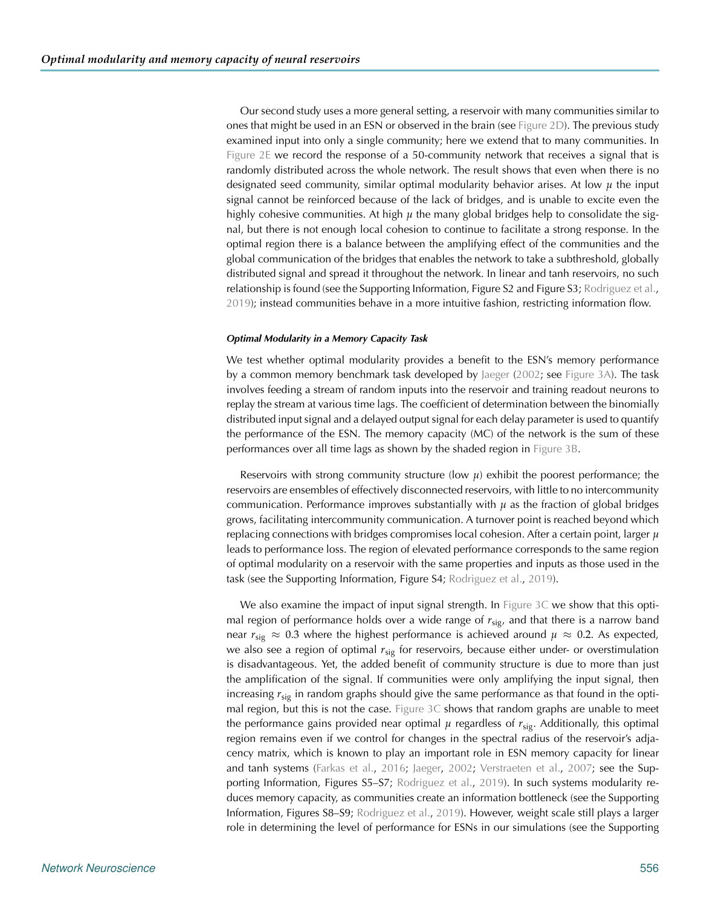Our second study uses a more general setting, a reservoir with many communities similar to ones that might be used in an ESN or observed in the brain (see Figure 2D). The previous study examined input into only a single community; here we extend that to many communities. In Figure 2E we record the response of a 50-community network that receives a signal that is randomly distributed across the whole network. The result shows that even when there is no designated seed community, similar optimal modularity behavior arises. At low $\mu$ the input signal cannot be reinforced because of the lack of bridges, and is unable to excite even the highly cohesive communities. At high $\mu$ the many global bridges help to consolidate the signal, but there is not enough local cohesion to continue to facilitate a strong response. In the optimal region there is a balance between the amplifying effect of the communities and the global communication of the bridges that enables the network to take a subthreshold, globally distributed signal and spread it throughout the network. In linear and tanh reservoirs, no such relationship is found (see the Supporting Information, Figure S2 and Figure S3; Rodriguez et al., 2019); instead communities behave in a more intuitive fashion, restricting information flow.

#### *Optimal Modularity in a Memory Capacity Task*

We test whether optimal modularity provides a benefit to the ESN's memory performance by a common memory benchmark task developed by Jaeger (2002; see Figure 3A). The task involves feeding a stream of random inputs into the reservoir and training readout neurons to replay the stream at various time lags. The coefficient of determination between the binomially distributed input signal and a delayed output signal for each delay parameter is used to quantify the performance of the ESN. The memory capacity (MC) of the network is the sum of these performances over all time lags as shown by the shaded region in Figure 3B.

Reservoirs with strong community structure (low $\mu$) exhibit the poorest performance; the reservoirs are ensembles of effectively disconnected reservoirs, with little to no intercommunity communication. Performance improves substantially with $\mu$ as the fraction of global bridges grows, facilitating intercommunity communication. A turnover point is reached beyond which replacing connections with bridges compromises local cohesion. After a certain point, larger $\mu$ leads to performance loss. The region of elevated performance corresponds to the same region of optimal modularity on a reservoir with the same properties and inputs as those used in the task (see the Supporting Information, Figure S4; Rodriguez et al., 2019).

We also examine the impact of input signal strength. In Figure 3C we show that this optimal region of performance holds over a wide range of $r_{\mathrm{sig}}$, and that there is a narrow band near $r_{\mathrm{sig}} \approx 0.3$ where the highest performance is achieved around $\mu \approx 0.2$. As expected, we also see a region of optimal $r_{\mathrm{sig}}$ for reservoirs, because either under- or overstimulation is disadvantageous. Yet, the added benefit of community structure is due to more than just the amplification of the signal. If communities were only amplifying the input signal, then increasing $r_{\mathrm{sig}}$ in random graphs should give the same performance as that found in the optimal region, but this is not the case. Figure 3C shows that random graphs are unable to meet the performance gains provided near optimal $\mu$ regardless of $r_{\mathrm{sig}}$. Additionally, this optimal region remains even if we control for changes in the spectral radius of the reservoir's adjacency matrix, which is known to play an important role in ESN memory capacity for linear and tanh systems (Farkas et al., 2016; Jaeger, 2002; Verstraeten et al., 2007; see the Supporting Information, Figures S5–S7; Rodriguez et al., 2019). In such systems modularity reduces memory capacity, as communities create an information bottleneck (see the Supporting Information, Figures S8–S9; Rodriguez et al., 2019). However, weight scale still plays a larger role in determining the level of performance for ESNs in our simulations (see the Supporting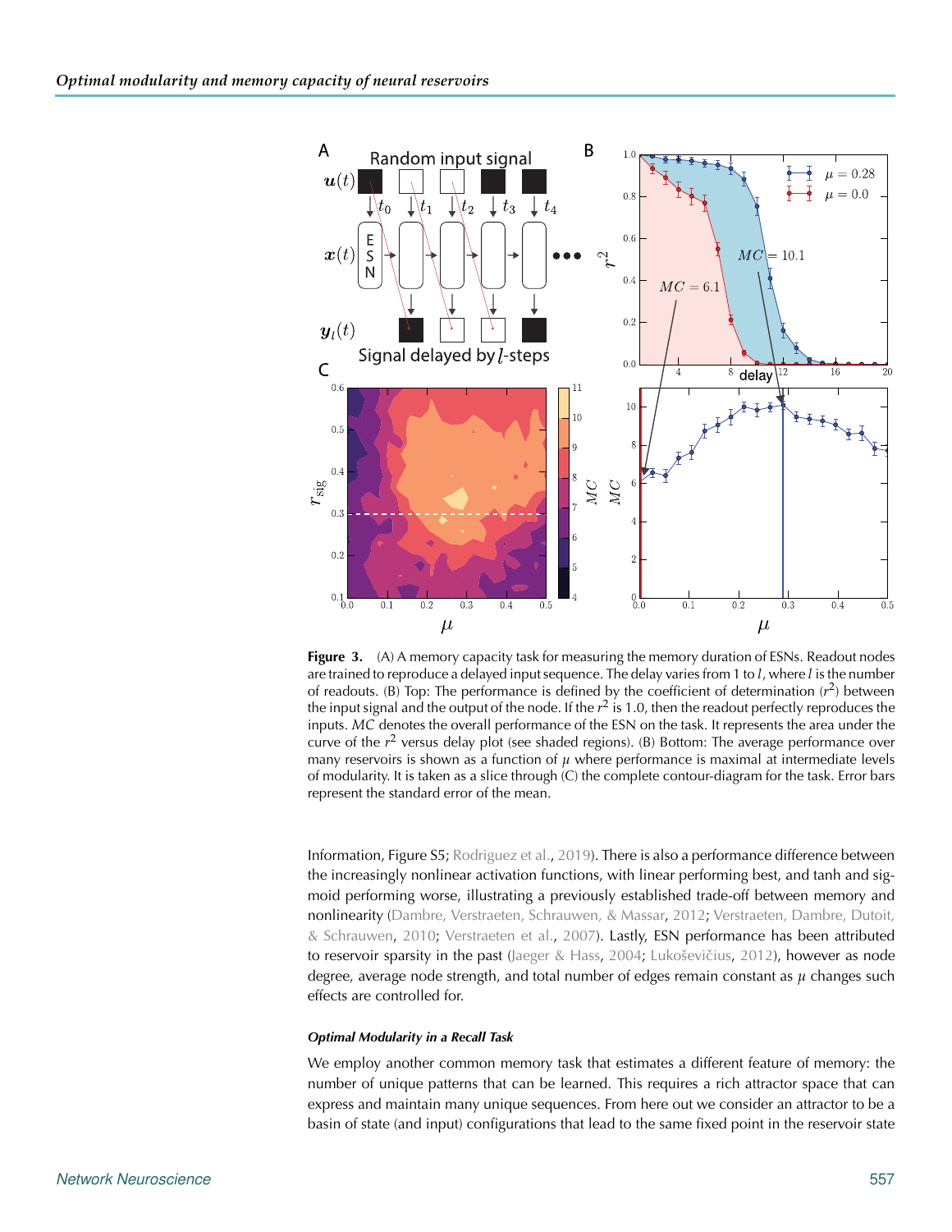**Figure 3.** (A) A memory capacity task for measuring the memory duration of ESNs. Readout nodes are trained to reproduce a delayed input sequence. The delay varies from 1 to $l$, where $l$ is the number of readouts. (B) Top: The performance is defined by the coefficient of determination ($r^2$) between the input signal and the output of the node. If the $r^2$ is 1.0, then the readout perfectly reproduces the inputs. $MC$ denotes the overall performance of the ESN on the task. It represents the area under the curve of the $r^2$ versus delay plot (see shaded regions). (B) Bottom: The average performance over many reservoirs is shown as a function of $\mu$ where performance is maximal at intermediate levels of modularity. It is taken as a slice through (C) the complete contour-diagram for the task. Error bars represent the standard error of the mean.

Information, Figure S5; Rodriguez et al., 2019). There is also a performance difference between the increasingly nonlinear activation functions, with linear performing best, and tanh and sigmoid performing worse, illustrating a previously established trade-off between memory and nonlinearity (Dambre, Verstraeten, Schrauwen, & Massar, 2012; Verstraeten, Dambre, Dutoit, & Schrauwen, 2010; Verstraeten et al., 2007). Lastly, ESN performance has been attributed to reservoir sparsity in the past (Jaeger & Hass, 2004; Lukoševičius, 2012), however as node degree, average node strength, and total number of edges remain constant as $\mu$ changes such effects are controlled for.

#### *Optimal Modularity in a Recall Task*

We employ another common memory task that estimates a different feature of memory: the number of unique patterns that can be learned. This requires a rich attractor space that can express and maintain many unique sequences. From here out we consider an attractor to be a basin of state (and input) configurations that lead to the same fixed point in the reservoir state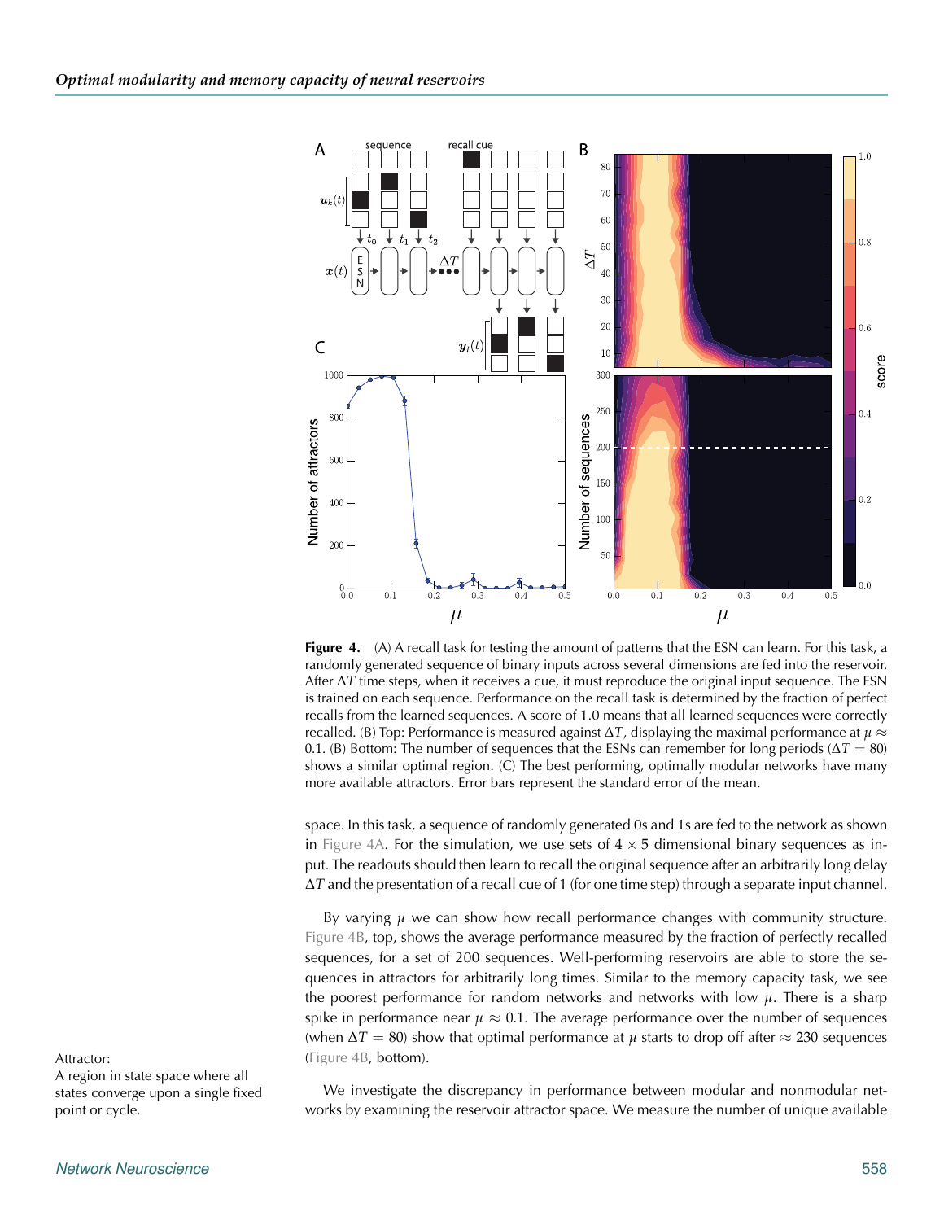**Figure 4.** (A) A recall task for testing the amount of patterns that the ESN can learn. For this task, a randomly generated sequence of binary inputs across several dimensions are fed into the reservoir. After $\Delta T$ time steps, when it receives a cue, it must reproduce the original input sequence. The ESN is trained on each sequence. Performance on the recall task is determined by the fraction of perfect recalls from the learned sequences. A score of 1.0 means that all learned sequences were correctly recalled. (B) Top: Performance is measured against $\Delta T$, displaying the maximal performance at $\mu \approx 0.1$. (B) Bottom: The number of sequences that the ESNs can remember for long periods ($\Delta T = 80$) shows a similar optimal region. (C) The best performing, optimally modular networks have many more available attractors. Error bars represent the standard error of the mean.

space. In this task, a sequence of randomly generated 0s and 1s are fed to the network as shown in Figure 4A. For the simulation, we use sets of $4 \times 5$ dimensional binary sequences as input. The readouts should then learn to recall the original sequence after an arbitrarily long delay $\Delta T$ and the presentation of a recall cue of 1 (for one time step) through a separate input channel.

By varying $\mu$ we can show how recall performance changes with community structure. Figure 4B, top, shows the average performance measured by the fraction of perfectly recalled sequences, for a set of 200 sequences. Well-performing reservoirs are able to store the sequences in attractors for arbitrarily long times. Similar to the memory capacity task, we see the poorest performance for random networks and networks with low $\mu$. There is a sharp spike in performance near $\mu \approx 0.1$. The average performance over the number of sequences (when $\Delta T = 80$) show that optimal performance at $\mu$ starts to drop off after $\approx 230$ sequences (Figure 4B, bottom).

Attractor:
A region in state space where all states converge upon a single fixed point or cycle.

We investigate the discrepancy in performance between modular and nonmodular networks by examining the reservoir attractor space. We measure the number of unique available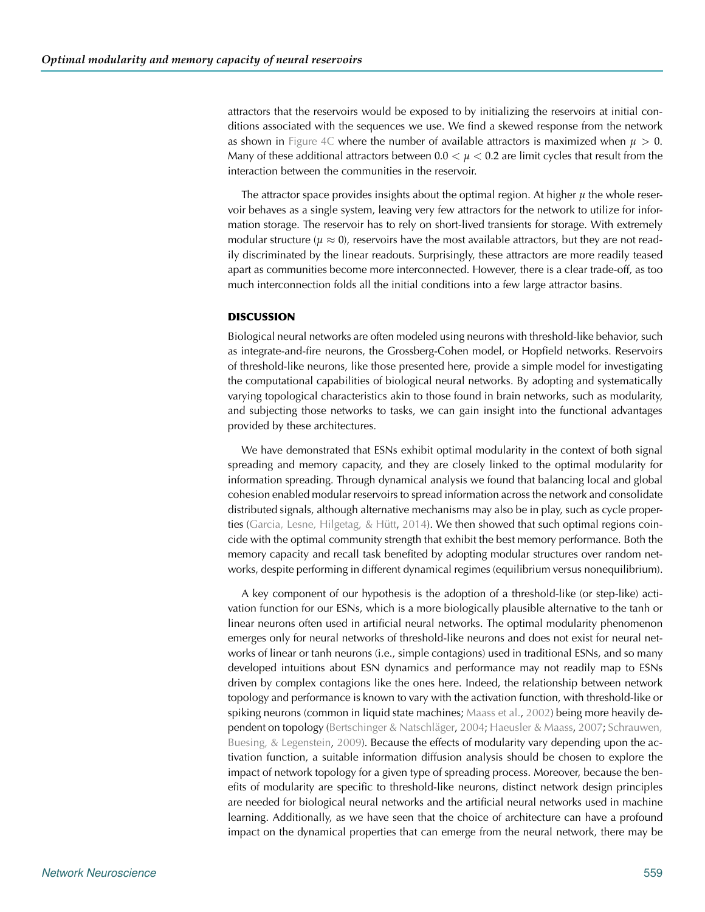attractors that the reservoirs would be exposed to by initializing the reservoirs at initial conditions associated with the sequences we use. We find a skewed response from the network as shown in Figure 4C where the number of available attractors is maximized when $\mu > 0$. Many of these additional attractors between $0.0 < \mu < 0.2$ are limit cycles that result from the interaction between the communities in the reservoir.

The attractor space provides insights about the optimal region. At higher $\mu$ the whole reservoir behaves as a single system, leaving very few attractors for the network to utilize for information storage. The reservoir has to rely on short-lived transients for storage. With extremely modular structure ($\mu \approx 0$), reservoirs have the most available attractors, but they are not readily discriminated by the linear readouts. Surprisingly, these attractors are more readily teased apart as communities become more interconnected. However, there is a clear trade-off, as too much interconnection folds all the initial conditions into a few large attractor basins.

## DISCUSSION

Biological neural networks are often modeled using neurons with threshold-like behavior, such as integrate-and-fire neurons, the Grossberg-Cohen model, or Hopfield networks. Reservoirs of threshold-like neurons, like those presented here, provide a simple model for investigating the computational capabilities of biological neural networks. By adopting and systematically varying topological characteristics akin to those found in brain networks, such as modularity, and subjecting those networks to tasks, we can gain insight into the functional advantages provided by these architectures.

We have demonstrated that ESNs exhibit optimal modularity in the context of both signal spreading and memory capacity, and they are closely linked to the optimal modularity for information spreading. Through dynamical analysis we found that balancing local and global cohesion enabled modular reservoirs to spread information across the network and consolidate distributed signals, although alternative mechanisms may also be in play, such as cycle properties (Garcia, Lesne, Hilgetag, & Hütt, 2014). We then showed that such optimal regions coincide with the optimal community strength that exhibit the best memory performance. Both the memory capacity and recall task benefited by adopting modular structures over random networks, despite performing in different dynamical regimes (equilibrium versus nonequilibrium).

A key component of our hypothesis is the adoption of a threshold-like (or step-like) activation function for our ESNs, which is a more biologically plausible alternative to the tanh or linear neurons often used in artificial neural networks. The optimal modularity phenomenon emerges only for neural networks of threshold-like neurons and does not exist for neural networks of linear or tanh neurons (i.e., simple contagions) used in traditional ESNs, and so many developed intuitions about ESN dynamics and performance may not readily map to ESNs driven by complex contagions like the ones here. Indeed, the relationship between network topology and performance is known to vary with the activation function, with threshold-like or spiking neurons (common in liquid state machines; Maass et al., 2002) being more heavily dependent on topology (Bertschinger & Natschläger, 2004; Haeusler & Maass, 2007; Schrauwen, Buesing, & Legenstein, 2009). Because the effects of modularity vary depending upon the activation function, a suitable information diffusion analysis should be chosen to explore the impact of network topology for a given type of spreading process. Moreover, because the benefits of modularity are specific to threshold-like neurons, distinct network design principles are needed for biological neural networks and the artificial neural networks used in machine learning. Additionally, as we have seen that the choice of architecture can have a profound impact on the dynamical properties that can emerge from the neural network, there may be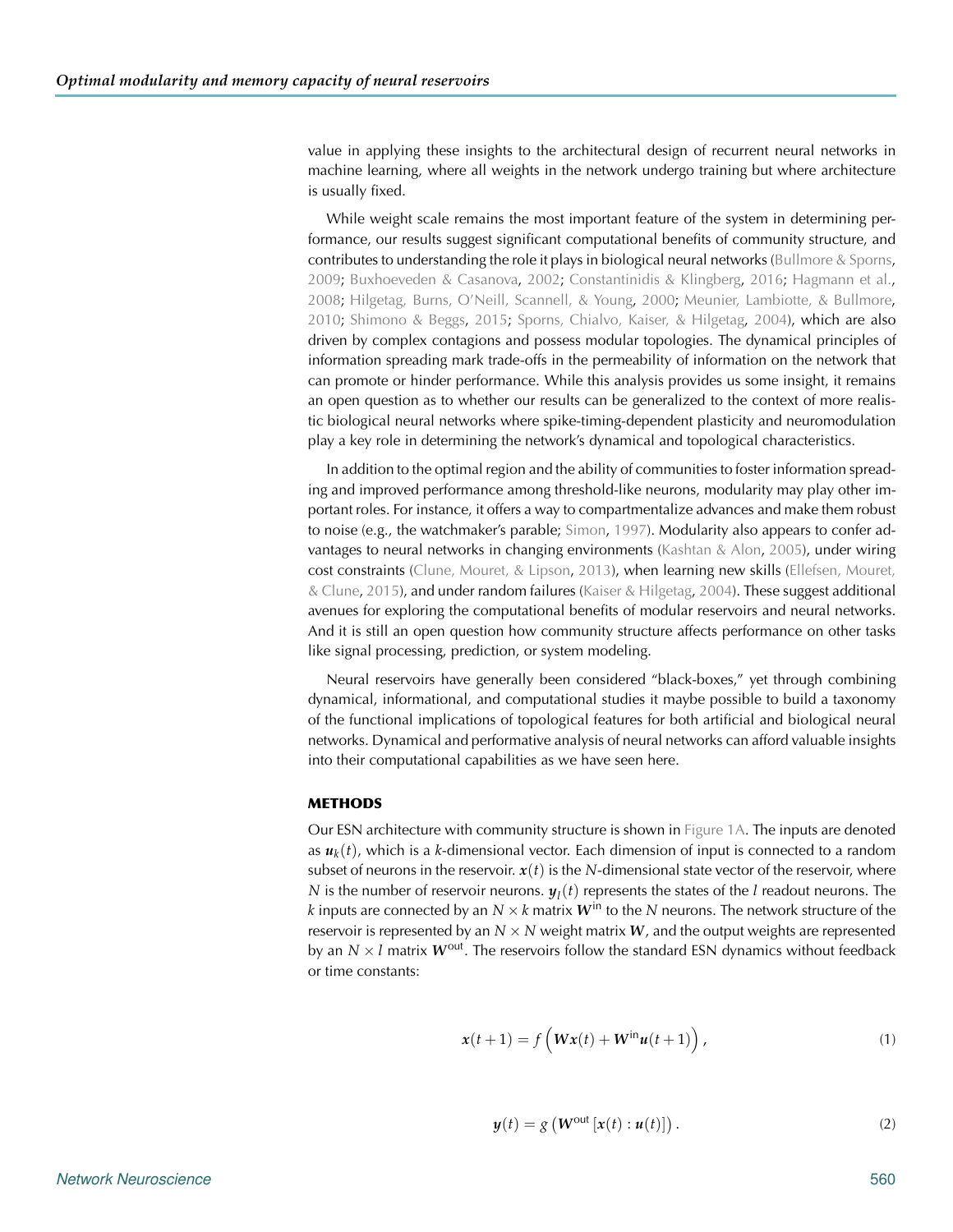value in applying these insights to the architectural design of recurrent neural networks in machine learning, where all weights in the network undergo training but where architecture is usually fixed.

While weight scale remains the most important feature of the system in determining performance, our results suggest significant computational benefits of community structure, and contributes to understanding the role it plays in biological neural networks (Bullmore & Sporns, 2009; Buxhoeveden & Casanova, 2002; Constantinidis & Klingberg, 2016; Hagmann et al., 2008; Hilgetag, Burns, O'Neill, Scannell, & Young, 2000; Meunier, Lambiotte, & Bullmore, 2010; Shimono & Beggs, 2015; Sporns, Chialvo, Kaiser, & Hilgetag, 2004), which are also driven by complex contagions and possess modular topologies. The dynamical principles of information spreading mark trade-offs in the permeability of information on the network that can promote or hinder performance. While this analysis provides us some insight, it remains an open question as to whether our results can be generalized to the context of more realistic biological neural networks where spike-timing-dependent plasticity and neuromodulation play a key role in determining the network's dynamical and topological characteristics.

In addition to the optimal region and the ability of communities to foster information spreading and improved performance among threshold-like neurons, modularity may play other important roles. For instance, it offers a way to compartmentalize advances and make them robust to noise (e.g., the watchmaker's parable; Simon, 1997). Modularity also appears to confer advantages to neural networks in changing environments (Kashtan & Alon, 2005), under wiring cost constraints (Clune, Mouret, & Lipson, 2013), when learning new skills (Ellefsen, Mouret, & Clune, 2015), and under random failures (Kaiser & Hilgetag, 2004). These suggest additional avenues for exploring the computational benefits of modular reservoirs and neural networks. And it is still an open question how community structure affects performance on other tasks like signal processing, prediction, or system modeling.

Neural reservoirs have generally been considered "black-boxes," yet through combining dynamical, informational, and computational studies it maybe possible to build a taxonomy of the functional implications of topological features for both artificial and biological neural networks. Dynamical and performative analysis of neural networks can afford valuable insights into their computational capabilities as we have seen here.

## METHODS

Our ESN architecture with community structure is shown in Figure 1A. The inputs are denoted as $\boldsymbol{u}_k(t)$, which is a $k$-dimensional vector. Each dimension of input is connected to a random subset of neurons in the reservoir. $\boldsymbol{x}(t)$ is the $N$-dimensional state vector of the reservoir, where $N$ is the number of reservoir neurons. $\boldsymbol{y}_l(t)$ represents the states of the $l$ readout neurons. The $k$ inputs are connected by an $N \times k$ matrix $\boldsymbol{W}^{\text{in}}$ to the $N$ neurons. The network structure of the reservoir is represented by an $N \times N$ weight matrix $\boldsymbol{W}$, and the output weights are represented by an $N \times l$ matrix $\boldsymbol{W}^{\text{out}}$. The reservoirs follow the standard ESN dynamics without feedback or time constants:

$$\boldsymbol{x}(t+1) = f\left(\boldsymbol{W}\boldsymbol{x}(t) + \boldsymbol{W}^{\text{in}}\boldsymbol{u}(t+1)\right), \tag{1}$$

$$\boldsymbol{y}(t) = g\left(\boldsymbol{W}^{\text{out}}\left[\boldsymbol{x}(t) : \boldsymbol{u}(t)\right]\right). \tag{2}$$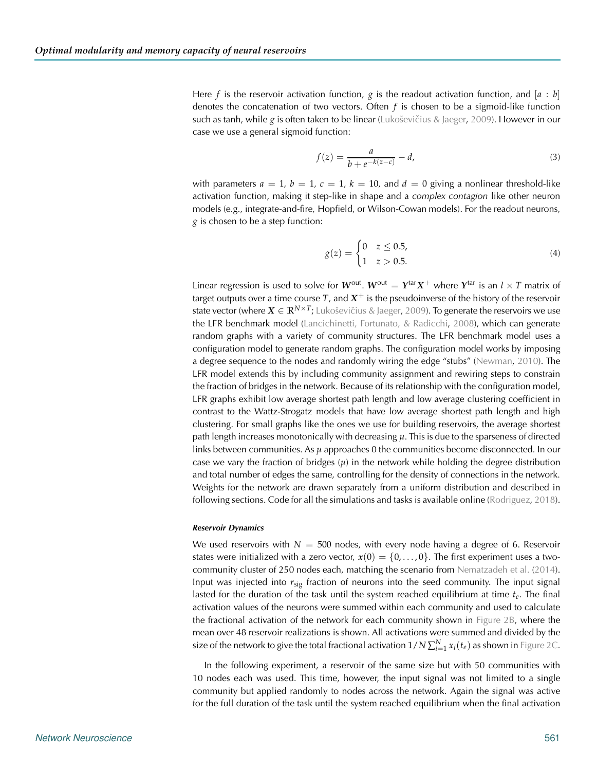Here $f$ is the reservoir activation function, $g$ is the readout activation function, and $[a : b]$ denotes the concatenation of two vectors. Often $f$ is chosen to be a sigmoid-like function such as tanh, while $g$ is often taken to be linear (Lukoševičius & Jaeger, 2009). However in our case we use a general sigmoid function:

$$f(z) = \frac{a}{b + e^{-k(z-c)}} - d, \tag{3}$$

with parameters $a = 1$, $b = 1$, $c = 1$, $k = 10$, and $d = 0$ giving a nonlinear threshold-like activation function, making it step-like in shape and a *complex contagion* like other neuron models (e.g., integrate-and-fire, Hopfield, or Wilson-Cowan models). For the readout neurons, $g$ is chosen to be a step function:

$$g(z) = \begin{cases} 0 & z \leq 0.5, \\ 1 & z > 0.5. \end{cases} \tag{4}$$

Linear regression is used to solve for $\boldsymbol{W}^{\text{out}}$. $\boldsymbol{W}^{\text{out}} = \boldsymbol{Y}^{\text{tar}}\boldsymbol{X}^{+}$ where $\boldsymbol{Y}^{\text{tar}}$ is an $l \times T$ matrix of target outputs over a time course $T$, and $\boldsymbol{X}^{+}$ is the pseudoinverse of the history of the reservoir state vector (where $\boldsymbol{X} \in \mathbb{R}^{N \times T}$; Lukoševičius & Jaeger, 2009). To generate the reservoirs we use the LFR benchmark model (Lancichinetti, Fortunato, & Radicchi, 2008), which can generate random graphs with a variety of community structures. The LFR benchmark model uses a configuration model to generate random graphs. The configuration model works by imposing a degree sequence to the nodes and randomly wiring the edge "stubs" (Newman, 2010). The LFR model extends this by including community assignment and rewiring steps to constrain the fraction of bridges in the network. Because of its relationship with the configuration model, LFR graphs exhibit low average shortest path length and low average clustering coefficient in contrast to the Wattz-Strogatz models that have low average shortest path length and high clustering. For small graphs like the ones we use for building reservoirs, the average shortest path length increases monotonically with decreasing $\mu$. This is due to the sparseness of directed links between communities. As $\mu$ approaches 0 the communities become disconnected. In our case we vary the fraction of bridges ($\mu$) in the network while holding the degree distribution and total number of edges the same, controlling for the density of connections in the network. Weights for the network are drawn separately from a uniform distribution and described in following sections. Code for all the simulations and tasks is available online (Rodriguez, 2018).

#### *Reservoir Dynamics*

We used reservoirs with $N = 500$ nodes, with every node having a degree of 6. Reservoir states were initialized with a zero vector, $\boldsymbol{x}(0) = \{0, \ldots, 0\}$. The first experiment uses a two-community cluster of 250 nodes each, matching the scenario from Nematzadeh et al. (2014). Input was injected into $r_{\text{sig}}$ fraction of neurons into the seed community. The input signal lasted for the duration of the task until the system reached equilibrium at time $t_e$. The final activation values of the neurons were summed within each community and used to calculate the fractional activation of the network for each community shown in Figure 2B, where the mean over 48 reservoir realizations is shown. All activations were summed and divided by the size of the network to give the total fractional activation $1/N \sum_{i=1}^{N} x_i(t_e)$ as shown in Figure 2C.

In the following experiment, a reservoir of the same size but with 50 communities with 10 nodes each was used. This time, however, the input signal was not limited to a single community but applied randomly to nodes across the network. Again the signal was active for the full duration of the task until the system reached equilibrium when the final activation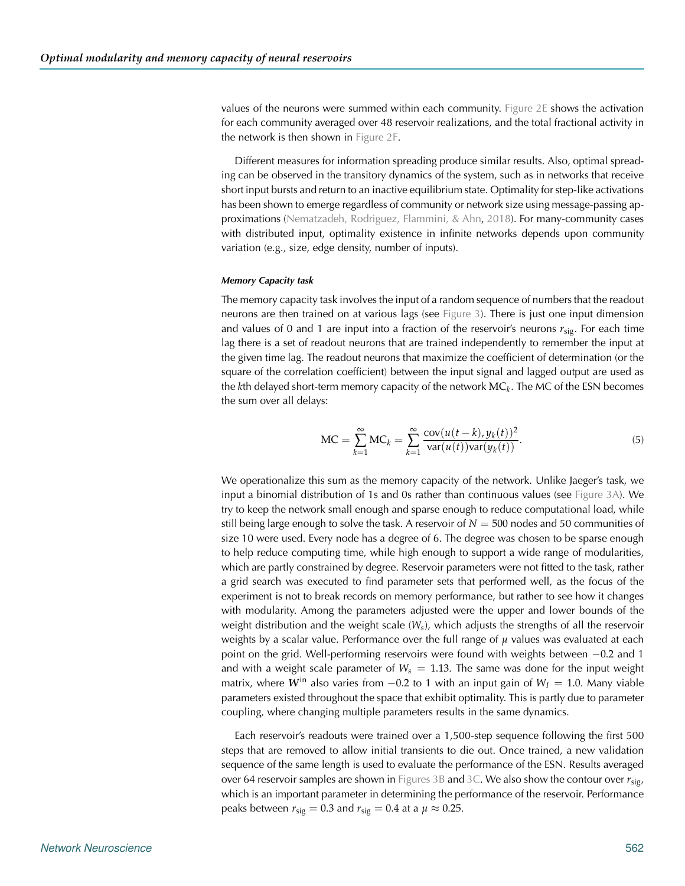values of the neurons were summed within each community. Figure 2E shows the activation for each community averaged over 48 reservoir realizations, and the total fractional activity in the network is then shown in Figure 2F.

Different measures for information spreading produce similar results. Also, optimal spreading can be observed in the transitory dynamics of the system, such as in networks that receive short input bursts and return to an inactive equilibrium state. Optimality for step-like activations has been shown to emerge regardless of community or network size using message-passing approximations (Nematzadeh, Rodriguez, Flammini, & Ahn, 2018). For many-community cases with distributed input, optimality existence in infinite networks depends upon community variation (e.g., size, edge density, number of inputs).

#### *Memory Capacity task*

The memory capacity task involves the input of a random sequence of numbers that the readout neurons are then trained on at various lags (see Figure 3). There is just one input dimension and values of 0 and 1 are input into a fraction of the reservoir's neurons $r_{\text{sig}}$. For each time lag there is a set of readout neurons that are trained independently to remember the input at the given time lag. The readout neurons that maximize the coefficient of determination (or the square of the correlation coefficient) between the input signal and lagged output are used as the $k$th delayed short-term memory capacity of the network $\text{MC}_k$. The MC of the ESN becomes the sum over all delays:

$$\text{MC} = \sum_{k=1}^{\infty} \text{MC}_k = \sum_{k=1}^{\infty} \frac{\text{cov}(u(t-k), y_k(t))^2}{\text{var}(u(t))\text{var}(y_k(t))}. \tag{5}$$

We operationalize this sum as the memory capacity of the network. Unlike Jaeger's task, we input a binomial distribution of 1s and 0s rather than continuous values (see Figure 3A). We try to keep the network small enough and sparse enough to reduce computational load, while still being large enough to solve the task. A reservoir of $N = 500$ nodes and 50 communities of size 10 were used. Every node has a degree of 6. The degree was chosen to be sparse enough to help reduce computing time, while high enough to support a wide range of modularities, which are partly constrained by degree. Reservoir parameters were not fitted to the task, rather a grid search was executed to find parameter sets that performed well, as the focus of the experiment is not to break records on memory performance, but rather to see how it changes with modularity. Among the parameters adjusted were the upper and lower bounds of the weight distribution and the weight scale ($W_s$), which adjusts the strengths of all the reservoir weights by a scalar value. Performance over the full range of $\mu$ values was evaluated at each point on the grid. Well-performing reservoirs were found with weights between $-0.2$ and 1 and with a weight scale parameter of $W_s = 1.13$. The same was done for the input weight matrix, where $\boldsymbol{W}^{\text{in}}$ also varies from $-0.2$ to 1 with an input gain of $W_I = 1.0$. Many viable parameters existed throughout the space that exhibit optimality. This is partly due to parameter coupling, where changing multiple parameters results in the same dynamics.

Each reservoir's readouts were trained over a 1,500-step sequence following the first 500 steps that are removed to allow initial transients to die out. Once trained, a new validation sequence of the same length is used to evaluate the performance of the ESN. Results averaged over 64 reservoir samples are shown in Figures 3B and 3C. We also show the contour over $r_{\text{sig}}$, which is an important parameter in determining the performance of the reservoir. Performance peaks between $r_{\text{sig}} = 0.3$ and $r_{\text{sig}} = 0.4$ at a $\mu \approx 0.25$.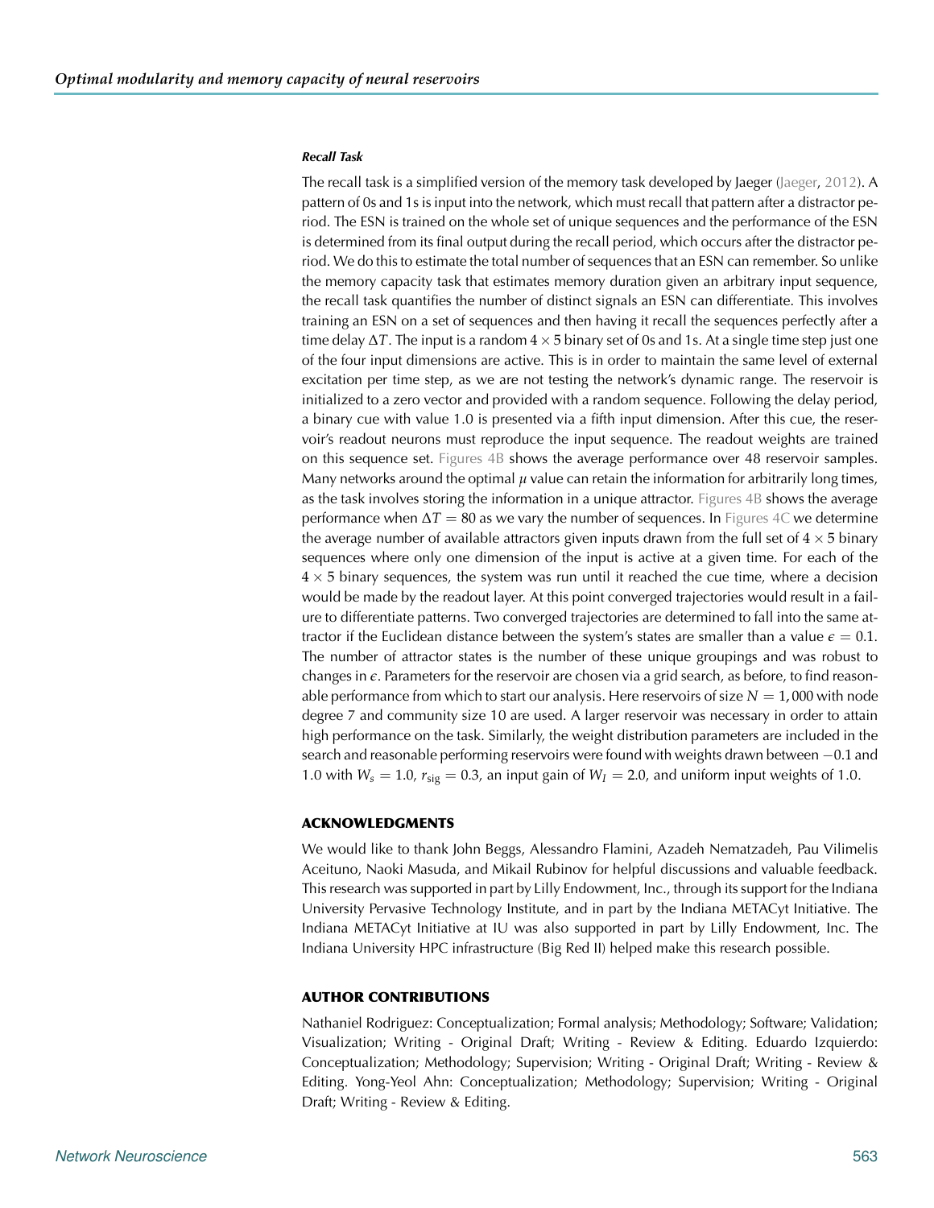#### *Recall Task*

The recall task is a simplified version of the memory task developed by Jaeger (Jaeger, 2012). A pattern of 0s and 1s is input into the network, which must recall that pattern after a distractor period. The ESN is trained on the whole set of unique sequences and the performance of the ESN is determined from its final output during the recall period, which occurs after the distractor period. We do this to estimate the total number of sequences that an ESN can remember. So unlike the memory capacity task that estimates memory duration given an arbitrary input sequence, the recall task quantifies the number of distinct signals an ESN can differentiate. This involves training an ESN on a set of sequences and then having it recall the sequences perfectly after a time delay $\Delta T$. The input is a random $4 \times 5$ binary set of 0s and 1s. At a single time step just one of the four input dimensions are active. This is in order to maintain the same level of external excitation per time step, as we are not testing the network's dynamic range. The reservoir is initialized to a zero vector and provided with a random sequence. Following the delay period, a binary cue with value 1.0 is presented via a fifth input dimension. After this cue, the reservoir's readout neurons must reproduce the input sequence. The readout weights are trained on this sequence set. Figures 4B shows the average performance over 48 reservoir samples. Many networks around the optimal $\mu$ value can retain the information for arbitrarily long times, as the task involves storing the information in a unique attractor. Figures 4B shows the average performance when $\Delta T = 80$ as we vary the number of sequences. In Figures 4C we determine the average number of available attractors given inputs drawn from the full set of $4 \times 5$ binary sequences where only one dimension of the input is active at a given time. For each of the $4 \times 5$ binary sequences, the system was run until it reached the cue time, where a decision would be made by the readout layer. At this point converged trajectories would result in a failure to differentiate patterns. Two converged trajectories are determined to fall into the same attractor if the Euclidean distance between the system's states are smaller than a value $\epsilon = 0.1$. The number of attractor states is the number of these unique groupings and was robust to changes in $\epsilon$. Parameters for the reservoir are chosen via a grid search, as before, to find reasonable performance from which to start our analysis. Here reservoirs of size $N = 1,000$ with node degree 7 and community size 10 are used. A larger reservoir was necessary in order to attain high performance on the task. Similarly, the weight distribution parameters are included in the search and reasonable performing reservoirs were found with weights drawn between $-0.1$ and 1.0 with $W_s = 1.0$, $r_{\text{sig}} = 0.3$, an input gain of $W_I = 2.0$, and uniform input weights of 1.0.

## ACKNOWLEDGMENTS

We would like to thank John Beggs, Alessandro Flamini, Azadeh Nematzadeh, Pau Vilimelis Aceituno, Naoki Masuda, and Mikail Rubinov for helpful discussions and valuable feedback. This research was supported in part by Lilly Endowment, Inc., through its support for the Indiana University Pervasive Technology Institute, and in part by the Indiana METACyt Initiative. The Indiana METACyt Initiative at IU was also supported in part by Lilly Endowment, Inc. The Indiana University HPC infrastructure (Big Red II) helped make this research possible.

## AUTHOR CONTRIBUTIONS

Nathaniel Rodriguez: Conceptualization; Formal analysis; Methodology; Software; Validation; Visualization; Writing - Original Draft; Writing - Review & Editing. Eduardo Izquierdo: Conceptualization; Methodology; Supervision; Writing - Original Draft; Writing - Review & Editing. Yong-Yeol Ahn: Conceptualization; Methodology; Supervision; Writing - Original Draft; Writing - Review & Editing.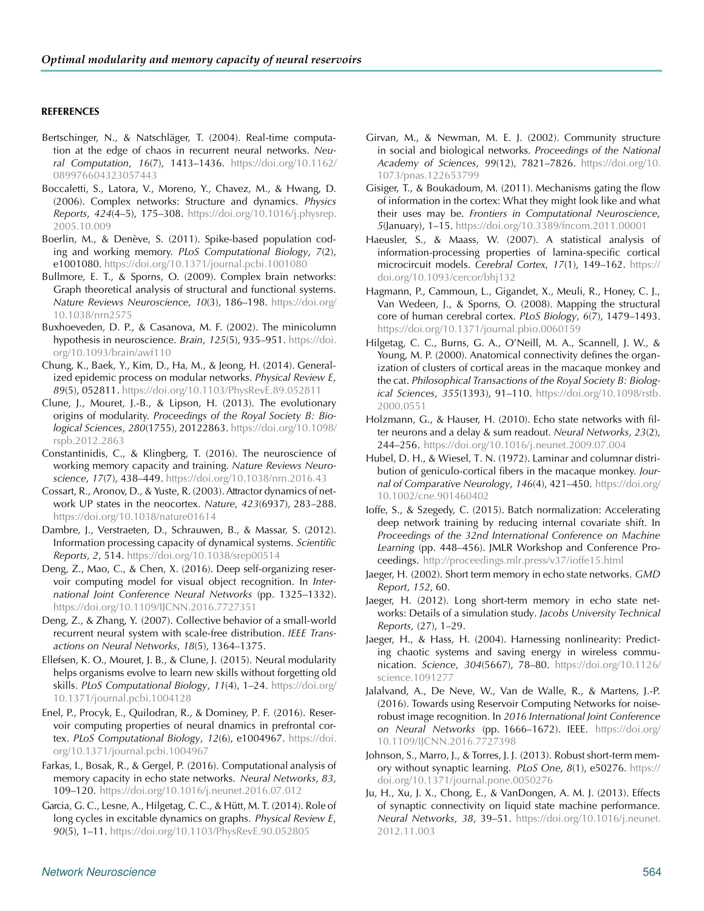**REFERENCES**

Bertschinger, N., & Natschläger, T. (2004). Real-time computation at the edge of chaos in recurrent neural networks. *Neural Computation*, *16*(7), 1413–1436. https://doi.org/10.1162/089976604323057443

Boccaletti, S., Latora, V., Moreno, Y., Chavez, M., & Hwang, D. (2006). Complex networks: Structure and dynamics. *Physics Reports*, *424*(4–5), 175–308. https://doi.org/10.1016/j.physrep.2005.10.009

Boerlin, M., & Denève, S. (2011). Spike-based population coding and working memory. *PLoS Computational Biology*, *7*(2), e1001080. https://doi.org/10.1371/journal.pcbi.1001080

Bullmore, E. T., & Sporns, O. (2009). Complex brain networks: Graph theoretical analysis of structural and functional systems. *Nature Reviews Neuroscience*, *10*(3), 186–198. https://doi.org/10.1038/nrn2575

Buxhoeveden, D. P., & Casanova, M. F. (2002). The minicolumn hypothesis in neuroscience. *Brain*, *125*(5), 935–951. https://doi.org/10.1093/brain/awf110

Chung, K., Baek, Y., Kim, D., Ha, M., & Jeong, H. (2014). Generalized epidemic process on modular networks. *Physical Review E*, *89*(5), 052811. https://doi.org/10.1103/PhysRevE.89.052811

Clune, J., Mouret, J.-B., & Lipson, H. (2013). The evolutionary origins of modularity. *Proceedings of the Royal Society B: Biological Sciences*, *280*(1755), 20122863. https://doi.org/10.1098/rspb.2012.2863

Constantinidis, C., & Klingberg, T. (2016). The neuroscience of working memory capacity and training. *Nature Reviews Neuroscience*, *17*(7), 438–449. https://doi.org/10.1038/nrn.2016.43

Cossart, R., Aronov, D., & Yuste, R. (2003). Attractor dynamics of network UP states in the neocortex. *Nature*, *423*(6937), 283–288. https://doi.org/10.1038/nature01614

Dambre, J., Verstraeten, D., Schrauwen, B., & Massar, S. (2012). Information processing capacity of dynamical systems. *Scientific Reports*, *2*, 514. https://doi.org/10.1038/srep00514

Deng, Z., Mao, C., & Chen, X. (2016). Deep self-organizing reservoir computing model for visual object recognition. In *International Joint Conference Neural Networks* (pp. 1325–1332). https://doi.org/10.1109/IJCNN.2016.7727351

Deng, Z., & Zhang, Y. (2007). Collective behavior of a small-world recurrent neural system with scale-free distribution. *IEEE Transactions on Neural Networks*, *18*(5), 1364–1375.

Ellefsen, K. O., Mouret, J. B., & Clune, J. (2015). Neural modularity helps organisms evolve to learn new skills without forgetting old skills. *PLoS Computational Biology*, *11*(4), 1–24. https://doi.org/10.1371/journal.pcbi.1004128

Enel, P., Procyk, E., Quilodran, R., & Dominey, P. F. (2016). Reservoir computing properties of neural dnamics in prefrontal cortex. *PLoS Computational Biology*, *12*(6), e1004967. https://doi.org/10.1371/journal.pcbi.1004967

Farkas, I., Bosak, R., & Gergel, P. (2016). Computational analysis of memory capacity in echo state networks. *Neural Networks*, *83*, 109–120. https://doi.org/10.1016/j.neunet.2016.07.012

Garcia, G. C., Lesne, A., Hilgetag, C. C., & Hütt, M. T. (2014). Role of long cycles in excitable dynamics on graphs. *Physical Review E*, *90*(5), 1–11. https://doi.org/10.1103/PhysRevE.90.052805

Girvan, M., & Newman, M. E. J. (2002). Community structure in social and biological networks. *Proceedings of the National Academy of Sciences*, *99*(12), 7821–7826. https://doi.org/10.1073/pnas.122653799

Gisiger, T., & Boukadoum, M. (2011). Mechanisms gating the flow of information in the cortex: What they might look like and what their uses may be. *Frontiers in Computational Neuroscience*, *5*(January), 1–15. https://doi.org/10.3389/fncom.2011.00001

Haeusler, S., & Maass, W. (2007). A statistical analysis of information-processing properties of lamina-specific cortical microcircuit models. *Cerebral Cortex*, *17*(1), 149–162. https://doi.org/10.1093/cercor/bhj132

Hagmann, P., Cammoun, L., Gigandet, X., Meuli, R., Honey, C. J., Van Wedeen, J., & Sporns, O. (2008). Mapping the structural core of human cerebral cortex. *PLoS Biology*, *6*(7), 1479–1493. https://doi.org/10.1371/journal.pbio.0060159

Hilgetag, C. C., Burns, G. A., O'Neill, M. A., Scannell, J. W., & Young, M. P. (2000). Anatomical connectivity defines the organization of clusters of cortical areas in the macaque monkey and the cat. *Philosophical Transactions of the Royal Society B: Biological Sciences*, *355*(1393), 91–110. https://doi.org/10.1098/rstb.2000.0551

Holzmann, G., & Hauser, H. (2010). Echo state networks with filter neurons and a delay & sum readout. *Neural Networks*, *23*(2), 244–256. https://doi.org/10.1016/j.neunet.2009.07.004

Hubel, D. H., & Wiesel, T. N. (1972). Laminar and columnar distribution of geniculo-cortical fibers in the macaque monkey. *Journal of Comparative Neurology*, *146*(4), 421–450. https://doi.org/10.1002/cne.901460402

Ioffe, S., & Szegedy, C. (2015). Batch normalization: Accelerating deep network training by reducing internal covariate shift. In *Proceedings of the 32nd International Conference on Machine Learning* (pp. 448–456). JMLR Workshop and Conference Proceedings. http://proceedings.mlr.press/v37/ioffe15.html

Jaeger, H. (2002). Short term memory in echo state networks. *GMD Report*, *152*, 60.

Jaeger, H. (2012). Long short-term memory in echo state networks: Details of a simulation study. *Jacobs University Technical Reports*, (27), 1–29.

Jaeger, H., & Hass, H. (2004). Harnessing nonlinearity: Predicting chaotic systems and saving energy in wireless communication. *Science*, *304*(5667), 78–80. https://doi.org/10.1126/science.1091277

Jalalvand, A., De Neve, W., Van de Walle, R., & Martens, J.-P. (2016). Towards using Reservoir Computing Networks for noise-robust image recognition. In *2016 International Joint Conference on Neural Networks* (pp. 1666–1672). IEEE. https://doi.org/10.1109/IJCNN.2016.7727398

Johnson, S., Marro, J., & Torres, J. J. (2013). Robust short-term memory without synaptic learning. *PLoS One*, *8*(1), e50276. https://doi.org/10.1371/journal.pone.0050276

Ju, H., Xu, J. X., Chong, E., & VanDongen, A. M. J. (2013). Effects of synaptic connectivity on liquid state machine performance. *Neural Networks*, *38*, 39–51. https://doi.org/10.1016/j.neunet.2012.11.003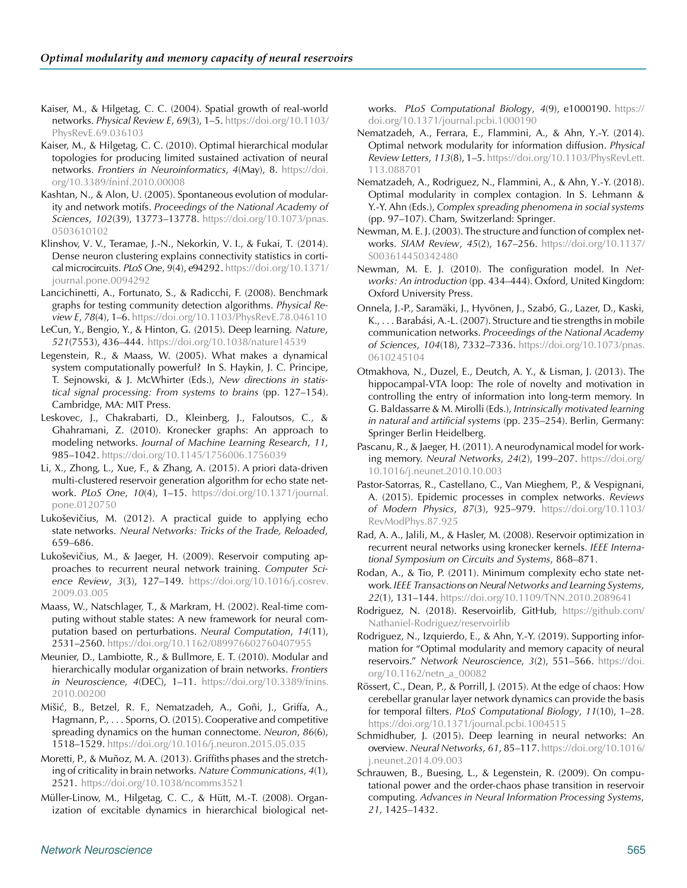Kaiser, M., & Hilgetag, C. C. (2004). Spatial growth of real-world networks. *Physical Review E*, *69*(3), 1–5. https://doi.org/10.1103/PhysRevE.69.036103

Kaiser, M., & Hilgetag, C. C. (2010). Optimal hierarchical modular topologies for producing limited sustained activation of neural networks. *Frontiers in Neuroinformatics*, *4*(May), 8. https://doi.org/10.3389/fninf.2010.00008

Kashtan, N., & Alon, U. (2005). Spontaneous evolution of modularity and network motifs. *Proceedings of the National Academy of Sciences*, *102*(39), 13773–13778. https://doi.org/10.1073/pnas.0503610102

Klinshov, V. V., Teramae, J.-N., Nekorkin, V. I., & Fukai, T. (2014). Dense neuron clustering explains connectivity statistics in cortical microcircuits. *PLoS One*, *9*(4), e94292. https://doi.org/10.1371/journal.pone.0094292

Lancichinetti, A., Fortunato, S., & Radicchi, F. (2008). Benchmark graphs for testing community detection algorithms. *Physical Review E*, *78*(4), 1–6. https://doi.org/10.1103/PhysRevE.78.046110

LeCun, Y., Bengio, Y., & Hinton, G. (2015). Deep learning. *Nature*, *521*(7553), 436–444. https://doi.org/10.1038/nature14539

Legenstein, R., & Maass, W. (2005). What makes a dynamical system computationally powerful? In S. Haykin, J. C. Principe, T. Sejnowski, & J. McWhirter (Eds.), *New directions in statistical signal processing: From systems to brains* (pp. 127–154). Cambridge, MA: MIT Press.

Leskovec, J., Chakrabarti, D., Kleinberg, J., Faloutsos, C., & Ghahramani, Z. (2010). Kronecker graphs: An approach to modeling networks. *Journal of Machine Learning Research*, *11*, 985–1042. https://doi.org/10.1145/1756006.1756039

Li, X., Zhong, L., Xue, F., & Zhang, A. (2015). A priori data-driven multi-clustered reservoir generation algorithm for echo state network. *PLoS One*, *10*(4), 1–15. https://doi.org/10.1371/journal.pone.0120750

Lukoševičius, M. (2012). A practical guide to applying echo state networks. *Neural Networks: Tricks of the Trade, Reloaded*, 659–686.

Lukoševičius, M., & Jaeger, H. (2009). Reservoir computing approaches to recurrent neural network training. *Computer Science Review*, *3*(3), 127–149. https://doi.org/10.1016/j.cosrev.2009.03.005

Maass, W., Natschlager, T., & Markram, H. (2002). Real-time computing without stable states: A new framework for neural computation based on perturbations. *Neural Computation*, *14*(11), 2531–2560. https://doi.org/10.1162/089976602760407955

Meunier, D., Lambiotte, R., & Bullmore, E. T. (2010). Modular and hierarchically modular organization of brain networks. *Frontiers in Neuroscience*, *4*(DEC), 1–11. https://doi.org/10.3389/fnins.2010.00200

Mišić, B., Betzel, R. F., Nematzadeh, A., Goñi, J., Griffa, A., Hagmann, P., . . . Sporns, O. (2015). Cooperative and competitive spreading dynamics on the human connectome. *Neuron*, *86*(6), 1518–1529. https://doi.org/10.1016/j.neuron.2015.05.035

Moretti, P., & Muñoz, M. A. (2013). Griffiths phases and the stretching of criticality in brain networks. *Nature Communications*, *4*(1), 2521. https://doi.org/10.1038/ncomms3521

Müller-Linow, M., Hilgetag, C. C., & Hütt, M.-T. (2008). Organization of excitable dynamics in hierarchical biological networks. *PLoS Computational Biology*, *4*(9), e1000190. https://doi.org/10.1371/journal.pcbi.1000190

Nematzadeh, A., Ferrara, E., Flammini, A., & Ahn, Y.-Y. (2014). Optimal network modularity for information diffusion. *Physical Review Letters*, *113*(8), 1–5. https://doi.org/10.1103/PhysRevLett.113.088701

Nematzadeh, A., Rodriguez, N., Flammini, A., & Ahn, Y.-Y. (2018). Optimal modularity in complex contagion. In S. Lehmann & Y.-Y. Ahn (Eds.), *Complex spreading phenomena in social systems* (pp. 97–107). Cham, Switzerland: Springer.

Newman, M. E. J. (2003). The structure and function of complex networks. *SIAM Review*, *45*(2), 167–256. https://doi.org/10.1137/S003614450342480

Newman, M. E. J. (2010). The configuration model. In *Networks: An introduction* (pp. 434–444). Oxford, United Kingdom: Oxford University Press.

Onnela, J.-P., Saramäki, J., Hyvönen, J., Szabó, G., Lazer, D., Kaski, K., . . . Barabási, A.-L. (2007). Structure and tie strengths in mobile communication networks. *Proceedings of the National Academy of Sciences*, *104*(18), 7332–7336. https://doi.org/10.1073/pnas.0610245104

Otmakhova, N., Duzel, E., Deutch, A. Y., & Lisman, J. (2013). The hippocampal-VTA loop: The role of novelty and motivation in controlling the entry of information into long-term memory. In G. Baldassarre & M. Mirolli (Eds.), *Intrinsically motivated learning in natural and artificial systems* (pp. 235–254). Berlin, Germany: Springer Berlin Heidelberg.

Pascanu, R., & Jaeger, H. (2011). A neurodynamical model for working memory. *Neural Networks*, *24*(2), 199–207. https://doi.org/10.1016/j.neunet.2010.10.003

Pastor-Satorras, R., Castellano, C., Van Mieghem, P., & Vespignani, A. (2015). Epidemic processes in complex networks. *Reviews of Modern Physics*, *87*(3), 925–979. https://doi.org/10.1103/RevModPhys.87.925

Rad, A. A., Jalili, M., & Hasler, M. (2008). Reservoir optimization in recurrent neural networks using kronecker kernels. *IEEE International Symposium on Circuits and Systems*, 868–871.

Rodan, A., & Tio, P. (2011). Minimum complexity echo state network. *IEEE Transactions on Neural Networks and Learning Systems*, *22*(1), 131–144. https://doi.org/10.1109/TNN.2010.2089641

Rodriguez, N. (2018). Reservoirlib, GitHub, https://github.com/Nathaniel-Rodriguez/reservoirlib

Rodriguez, N., Izquierdo, E., & Ahn, Y.-Y. (2019). Supporting information for "Optimal modularity and memory capacity of neural reservoirs." *Network Neuroscience*, *3*(2), 551–566. https://doi.org/10.1162/netn_a_00082

Rössert, C., Dean, P., & Porrill, J. (2015). At the edge of chaos: How cerebellar granular layer network dynamics can provide the basis for temporal filters. *PLoS Computational Biology*, *11*(10), 1–28. https://doi.org/10.1371/journal.pcbi.1004515

Schmidhuber, J. (2015). Deep learning in neural networks: An overview. *Neural Networks*, *61*, 85–117. https://doi.org/10.1016/j.neunet.2014.09.003

Schrauwen, B., Buesing, L., & Legenstein, R. (2009). On computational power and the order-chaos phase transition in reservoir computing. *Advances in Neural Information Processing Systems*, *21*, 1425–1432.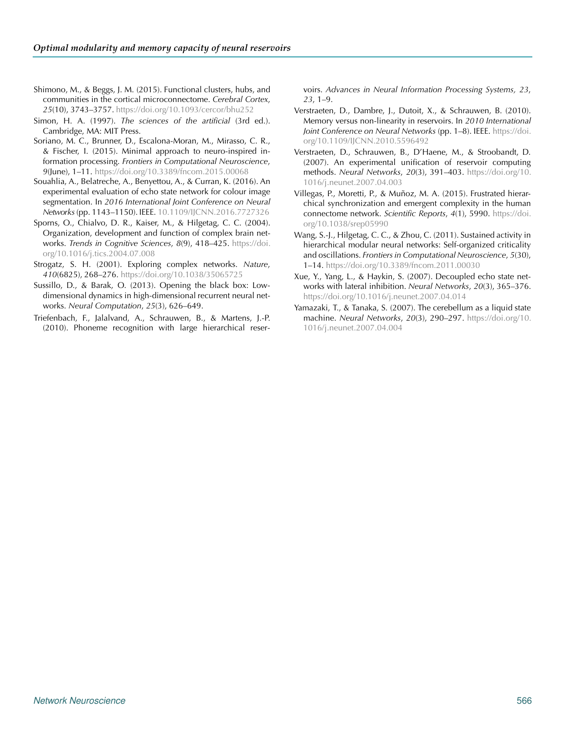Shimono, M., & Beggs, J. M. (2015). Functional clusters, hubs, and communities in the cortical microconnectome. *Cerebral Cortex*, *25*(10), 3743–3757. https://doi.org/10.1093/cercor/bhu252

Simon, H. A. (1997). *The sciences of the artificial* (3rd ed.). Cambridge, MA: MIT Press.

Soriano, M. C., Brunner, D., Escalona-Moran, M., Mirasso, C. R., & Fischer, I. (2015). Minimal approach to neuro-inspired information processing. *Frontiers in Computational Neuroscience*, *9*(June), 1–11. https://doi.org/10.3389/fncom.2015.00068

Souahlia, A., Belatreche, A., Benyettou, A., & Curran, K. (2016). An experimental evaluation of echo state network for colour image segmentation. In *2016 International Joint Conference on Neural Networks* (pp. 1143–1150). IEEE. 10.1109/IJCNN.2016.7727326

Sporns, O., Chialvo, D. R., Kaiser, M., & Hilgetag, C. C. (2004). Organization, development and function of complex brain networks. *Trends in Cognitive Sciences*, *8*(9), 418–425. https://doi.org/10.1016/j.tics.2004.07.008

Strogatz, S. H. (2001). Exploring complex networks. *Nature*, *410*(6825), 268–276. https://doi.org/10.1038/35065725

Sussillo, D., & Barak, O. (2013). Opening the black box: Low-dimensional dynamics in high-dimensional recurrent neural networks. *Neural Computation*, *25*(3), 626–649.

Triefenbach, F., Jalalvand, A., Schrauwen, B., & Martens, J.-P. (2010). Phoneme recognition with large hierarchical reservoirs. *Advances in Neural Information Processing Systems, 23*, *23*, 1–9.

Verstraeten, D., Dambre, J., Dutoit, X., & Schrauwen, B. (2010). Memory versus non-linearity in reservoirs. In *2010 International Joint Conference on Neural Networks* (pp. 1–8). IEEE. https://doi.org/10.1109/IJCNN.2010.5596492

Verstraeten, D., Schrauwen, B., D'Haene, M., & Stroobandt, D. (2007). An experimental unification of reservoir computing methods. *Neural Networks*, *20*(3), 391–403. https://doi.org/10.1016/j.neunet.2007.04.003

Villegas, P., Moretti, P., & Muñoz, M. A. (2015). Frustrated hierarchical synchronization and emergent complexity in the human connectome network. *Scientific Reports*, *4*(1), 5990. https://doi.org/10.1038/srep05990

Wang, S.-J., Hilgetag, C. C., & Zhou, C. (2011). Sustained activity in hierarchical modular neural networks: Self-organized criticality and oscillations. *Frontiers in Computational Neuroscience*, *5*(30), 1–14. https://doi.org/10.3389/fncom.2011.00030

Xue, Y., Yang, L., & Haykin, S. (2007). Decoupled echo state networks with lateral inhibition. *Neural Networks*, *20*(3), 365–376. https://doi.org/10.1016/j.neunet.2007.04.014

Yamazaki, T., & Tanaka, S. (2007). The cerebellum as a liquid state machine. *Neural Networks*, *20*(3), 290–297. https://doi.org/10.1016/j.neunet.2007.04.004